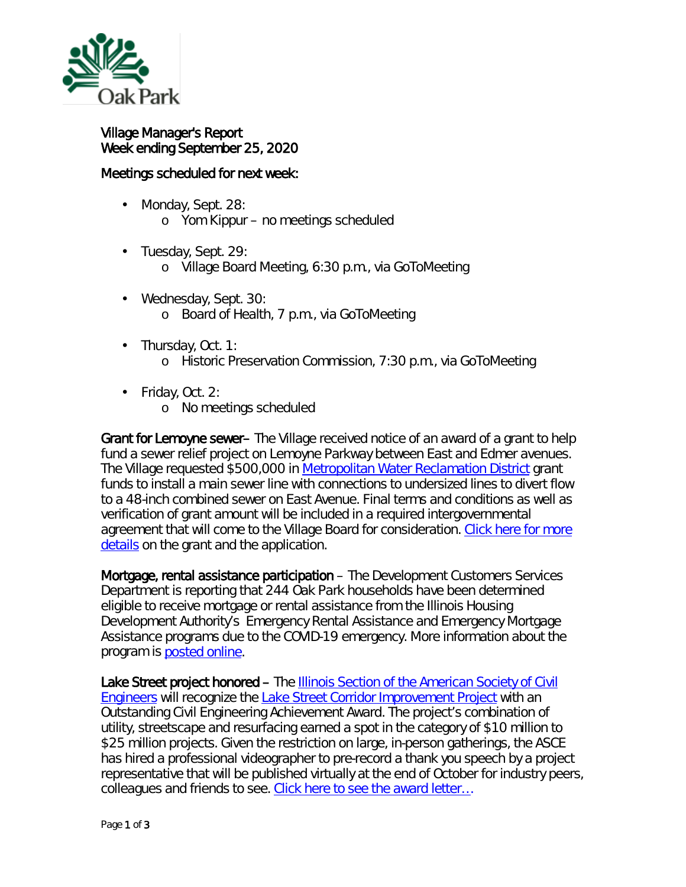# Village Manager's Report
## Week ending September 25, 2020

**Meetings scheduled for next week:**

- Monday, Sept. 28:
  - Yom Kippur – no meetings scheduled
- Tuesday, Sept. 29:
  - Village Board Meeting, 6:30 p.m., via GoToMeeting
- Wednesday, Sept. 30:
  - Board of Health, 7 p.m., via GoToMeeting
- Thursday, Oct. 1:
  - Historic Preservation Commission, 7:30 p.m., via GoToMeeting
- Friday, Oct. 2:
  - No meetings scheduled

**Grant for Lemoyne sewer**– The Village received notice of an award of a grant to help fund a sewer relief project on Lemoyne Parkway between East and Edmer avenues. The Village requested $500,000 in Metropolitan Water Reclamation District grant funds to install a main sewer line with connections to undersized lines to divert flow to a 48-inch combined sewer on East Avenue. Final terms and conditions as well as verification of grant amount will be included in a required intergovernmental agreement that will come to the Village Board for consideration. Click here for more details on the grant and the application.

**Mortgage, rental assistance participation** – The Development Customers Services Department is reporting that 244 Oak Park households have been determined eligible to receive mortgage or rental assistance from the Illinois Housing Development Authority's Emergency Rental Assistance and Emergency Mortgage Assistance programs due to the COVID-19 emergency. More information about the program is posted online.

**Lake Street project honored** – The Illinois Section of the American Society of Civil Engineers will recognize the Lake Street Corridor Improvement Project with an Outstanding Civil Engineering Achievement Award. The project's combination of utility, streetscape and resurfacing earned a spot in the category of $10 million to $25 million projects. Given the restriction on large, in-person gatherings, the ASCE has hired a professional videographer to pre-record a thank you speech by a project representative that will be published virtually at the end of October for industry peers, colleagues and friends to see. Click here to see the award letter…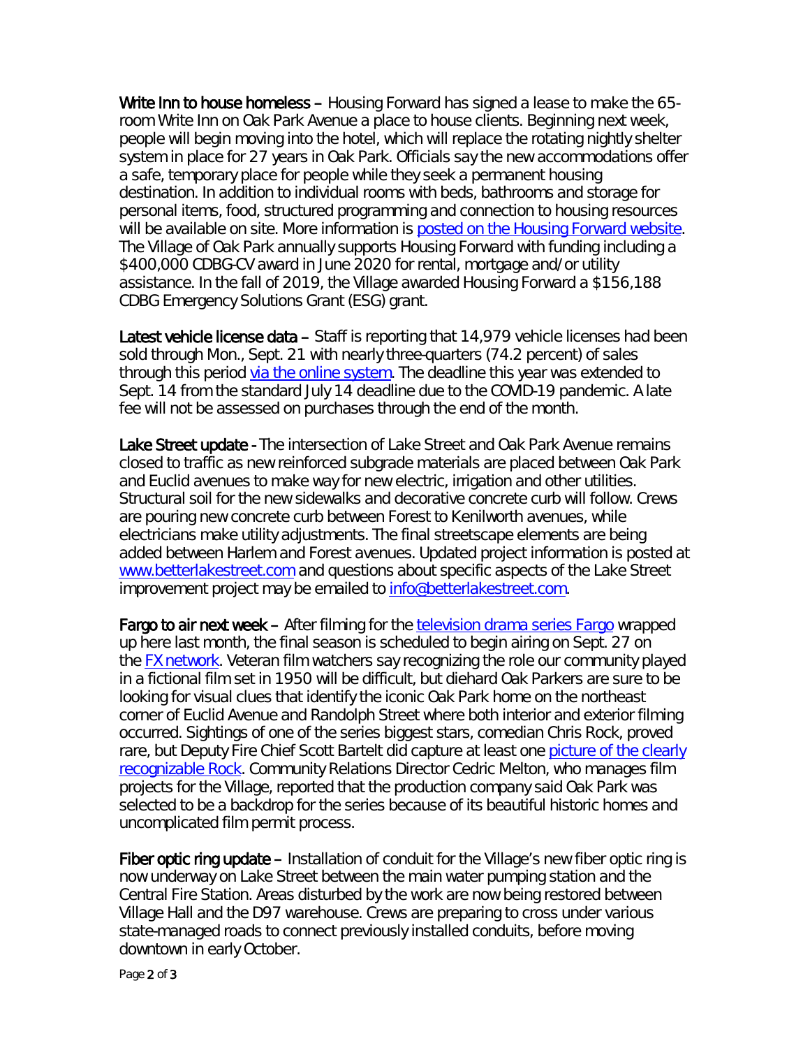**Write Inn to house homeless** – Housing Forward has signed a lease to make the 65-room Write Inn on Oak Park Avenue a place to house clients. Beginning next week, people will begin moving into the hotel, which will replace the rotating nightly shelter system in place for 27 years in Oak Park. Officials say the new accommodations offer a safe, temporary place for people while they seek a permanent housing destination. In addition to individual rooms with beds, bathrooms and storage for personal items, food, structured programming and connection to housing resources will be available on site. More information is [posted on the Housing Forward website](). The Village of Oak Park annually supports Housing Forward with funding including a $400,000 CDBG-CV award in June 2020 for rental, mortgage and/or utility assistance. In the fall of 2019, the Village awarded Housing Forward a $156,188 CDBG Emergency Solutions Grant (ESG) grant.

**Latest vehicle license data** – Staff is reporting that 14,979 vehicle licenses had been sold through Mon., Sept. 21 with nearly three-quarters (74.2 percent) of sales through this period [via the online system](). The deadline this year was extended to Sept. 14 from the standard July 14 deadline due to the COVID-19 pandemic. A late fee will not be assessed on purchases through the end of the month.

**Lake Street update** - The intersection of Lake Street and Oak Park Avenue remains closed to traffic as new reinforced subgrade materials are placed between Oak Park and Euclid avenues to make way for new electric, irrigation and other utilities. Structural soil for the new sidewalks and decorative concrete curb will follow. Crews are pouring new concrete curb between Forest to Kenilworth avenues, while electricians make utility adjustments. The final streetscape elements are being added between Harlem and Forest avenues. Updated project information is posted at [www.betterlakestreet.com](www.betterlakestreet.com) and questions about specific aspects of the Lake Street improvement project may be emailed to [info@betterlakestreet.com](mailto:info@betterlakestreet.com).

**Fargo to air next week** – After filming for the [television drama series Fargo]() wrapped up here last month, the final season is scheduled to begin airing on Sept. 27 on the [FX network](). Veteran film watchers say recognizing the role our community played in a fictional film set in 1950 will be difficult, but diehard Oak Parkers are sure to be looking for visual clues that identify the iconic Oak Park home on the northeast corner of Euclid Avenue and Randolph Street where both interior and exterior filming occurred. Sightings of one of the series biggest stars, comedian Chris Rock, proved rare, but Deputy Fire Chief Scott Bartelt did capture at least one [picture of the clearly recognizable Rock](). Community Relations Director Cedric Melton, who manages film projects for the Village, reported that the production company said Oak Park was selected to be a backdrop for the series because of its beautiful historic homes and uncomplicated film permit process.

**Fiber optic ring update** – Installation of conduit for the Village's new fiber optic ring is now underway on Lake Street between the main water pumping station and the Central Fire Station. Areas disturbed by the work are now being restored between Village Hall and the D97 warehouse. Crews are preparing to cross under various state-managed roads to connect previously installed conduits, before moving downtown in early October.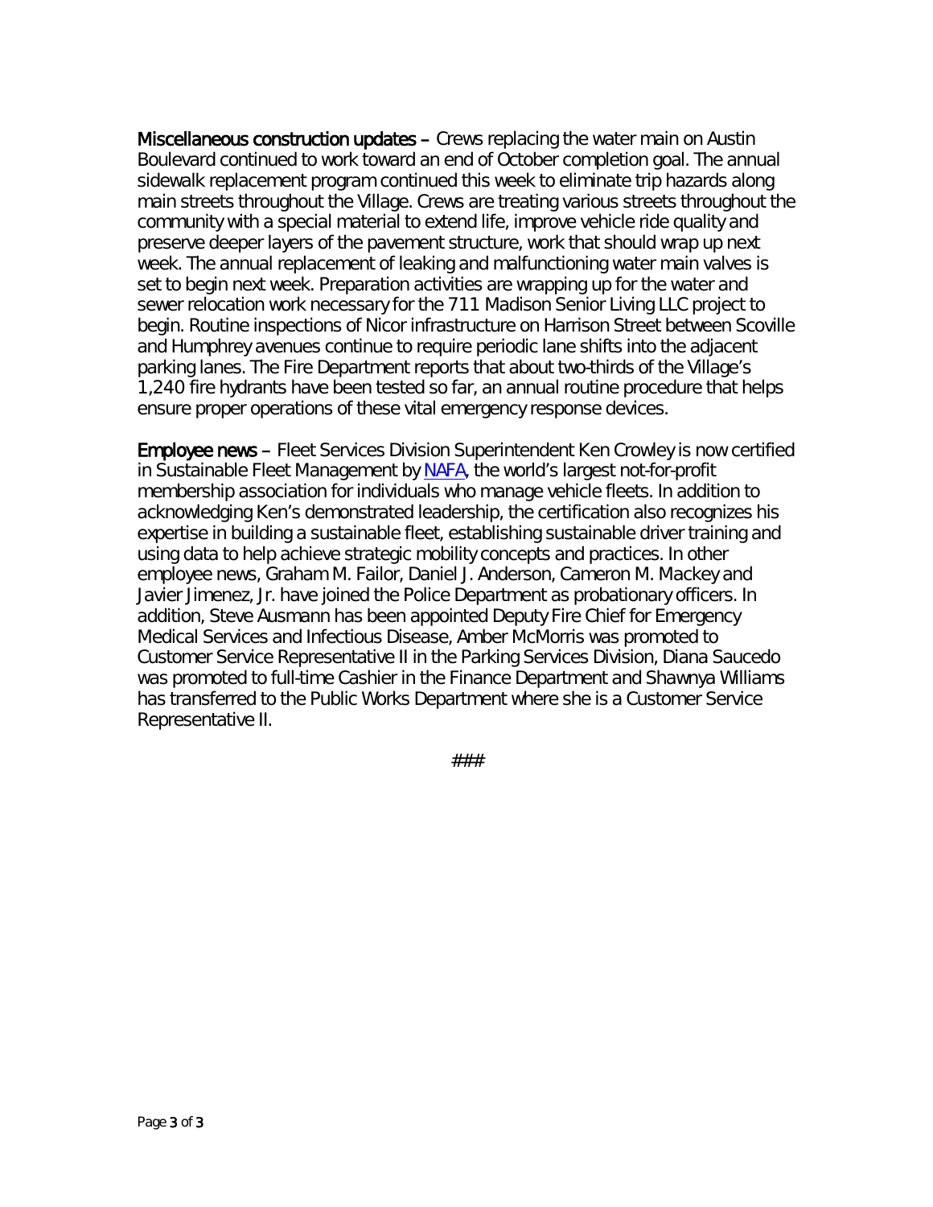**Miscellaneous construction updates –** Crews replacing the water main on Austin Boulevard continued to work toward an end of October completion goal. The annual sidewalk replacement program continued this week to eliminate trip hazards along main streets throughout the Village. Crews are treating various streets throughout the community with a special material to extend life, improve vehicle ride quality and preserve deeper layers of the pavement structure, work that should wrap up next week. The annual replacement of leaking and malfunctioning water main valves is set to begin next week. Preparation activities are wrapping up for the water and sewer relocation work necessary for the 711 Madison Senior Living LLC project to begin. Routine inspections of Nicor infrastructure on Harrison Street between Scoville and Humphrey avenues continue to require periodic lane shifts into the adjacent parking lanes. The Fire Department reports that about two-thirds of the Village's 1,240 fire hydrants have been tested so far, an annual routine procedure that helps ensure proper operations of these vital emergency response devices.

**Employee news –** Fleet Services Division Superintendent Ken Crowley is now certified in Sustainable Fleet Management by NAFA, the world's largest not-for-profit membership association for individuals who manage vehicle fleets. In addition to acknowledging Ken's demonstrated leadership, the certification also recognizes his expertise in building a sustainable fleet, establishing sustainable driver training and using data to help achieve strategic mobility concepts and practices. In other employee news, Graham M. Failor, Daniel J. Anderson, Cameron M. Mackey and Javier Jimenez, Jr. have joined the Police Department as probationary officers. In addition, Steve Ausmann has been appointed Deputy Fire Chief for Emergency Medical Services and Infectious Disease, Amber McMorris was promoted to Customer Service Representative II in the Parking Services Division, Diana Saucedo was promoted to full-time Cashier in the Finance Department and Shawnya Williams has transferred to the Public Works Department where she is a Customer Service Representative II.

###